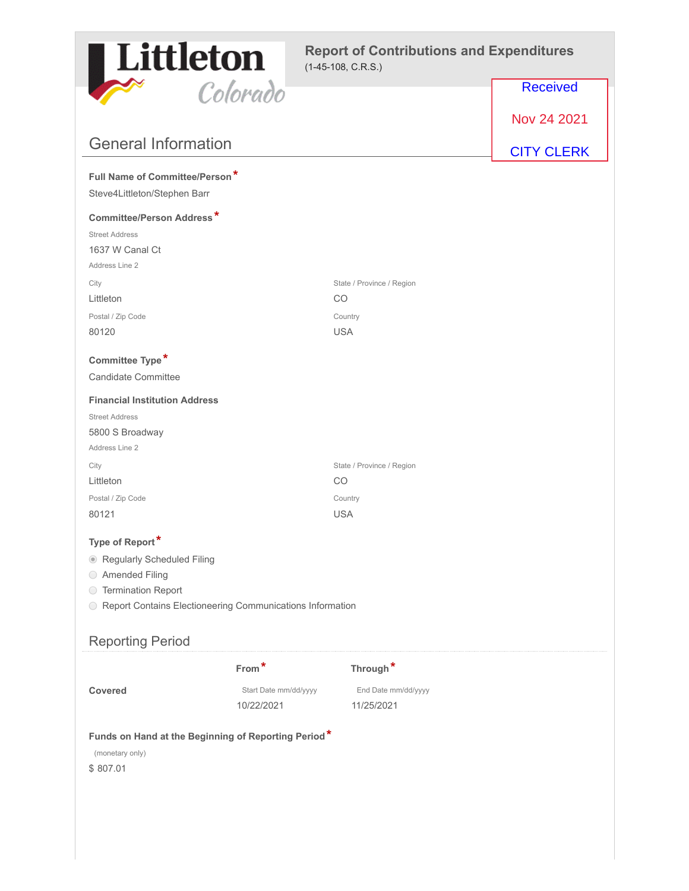Littleton Colorado

# Report of Contributions and Expenditures

(1-45-108, C.R.S.)

Received
Nov 24 2021
CITY CLERK

## General Information

**Full Name of Committee/Person** *

Steve4Littleton/Stephen Barr

**Committee/Person Address** *

Street Address

1637 W Canal Ct

Address Line 2

| City | State / Province / Region |
|---|---|
| Littleton | CO |
| **Postal / Zip Code** | **Country** |
| 80120 | USA |

**Committee Type** *

Candidate Committee

**Financial Institution Address**

Street Address

5800 S Broadway

Address Line 2

| City | State / Province / Region |
|---|---|
| Littleton | CO |
| **Postal / Zip Code** | **Country** |
| 80121 | USA |

**Type of Report** *

- (•) Regularly Scheduled Filing
- ( ) Amended Filing
- ( ) Termination Report
- ( ) Report Contains Electioneering Communications Information

## Reporting Period

| | From * | Through * |
|---|---|---|
| | Start Date mm/dd/yyyy | End Date mm/dd/yyyy |
| **Covered** | 10/22/2021 | 11/25/2021 |

**Funds on Hand at the Beginning of Reporting Period** *

(monetary only)

$ 807.01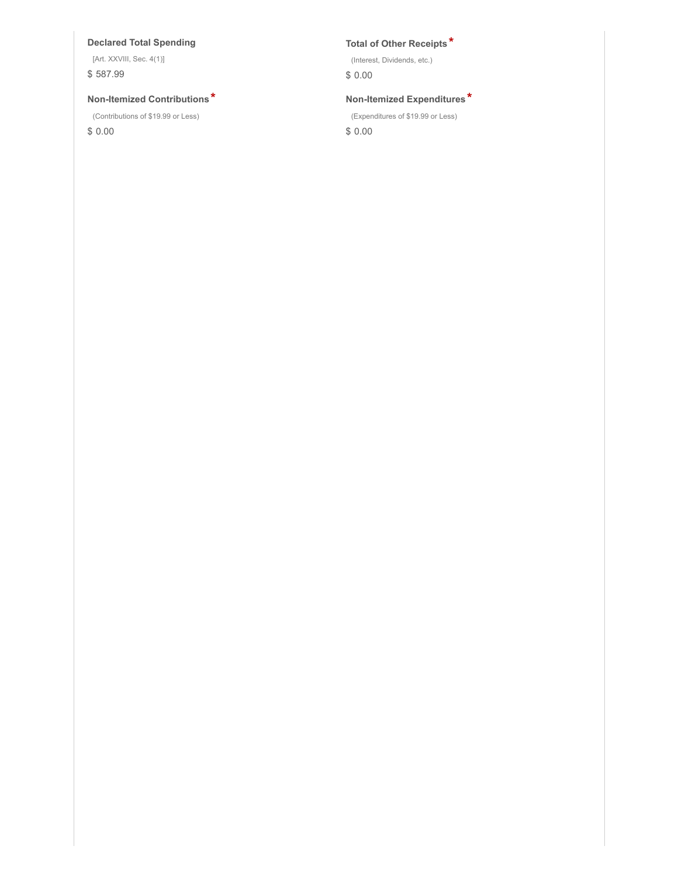**Declared Total Spending**

[Art. XXVIII, Sec. 4(1)]

$ 587.99

**Non-Itemized Contributions***

(Contributions of $19.99 or Less)

$ 0.00

**Total of Other Receipts***

(Interest, Dividends, etc.)

$ 0.00

**Non-Itemized Expenditures***

(Expenditures of $19.99 or Less)

$ 0.00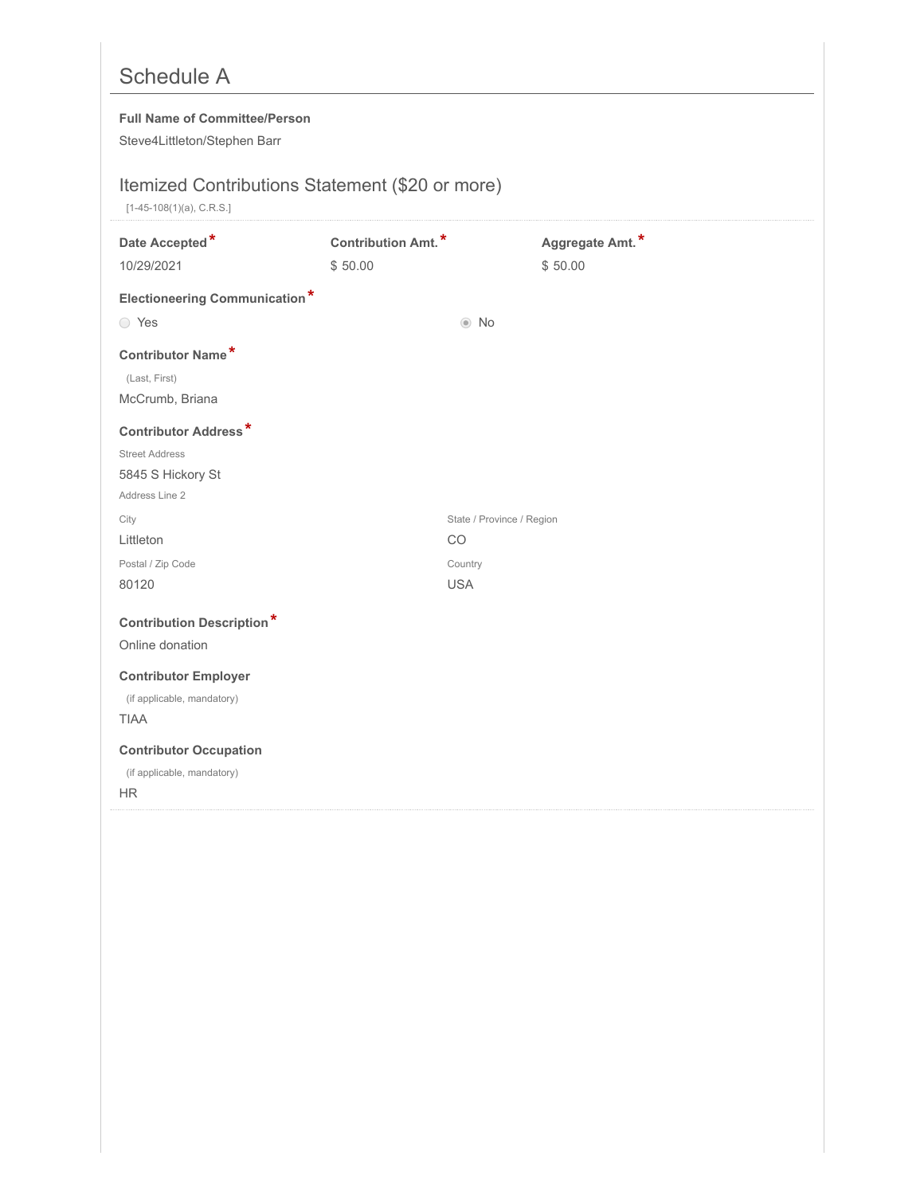# Schedule A

**Full Name of Committee/Person**

Steve4Littleton/Stephen Barr

## Itemized Contributions Statement ($20 or more)

[1-45-108(1)(a), C.R.S.]

| **Date Accepted*** | **Contribution Amt.*** | **Aggregate Amt.*** |
|---|---|---|
| 10/29/2021 | $ 50.00 | $ 50.00 |

**Electioneering Communication***

○ Yes ◉ No

**Contributor Name***

(Last, First)

McCrumb, Briana

**Contributor Address***

Street Address

5845 S Hickory St

Address Line 2

| City | State / Province / Region |
|---|---|
| Littleton | CO |
| **Postal / Zip Code** | **Country** |
| 80120 | USA |

**Contribution Description***

Online donation

**Contributor Employer**

(if applicable, mandatory)

TIAA

**Contributor Occupation**

(if applicable, mandatory)

HR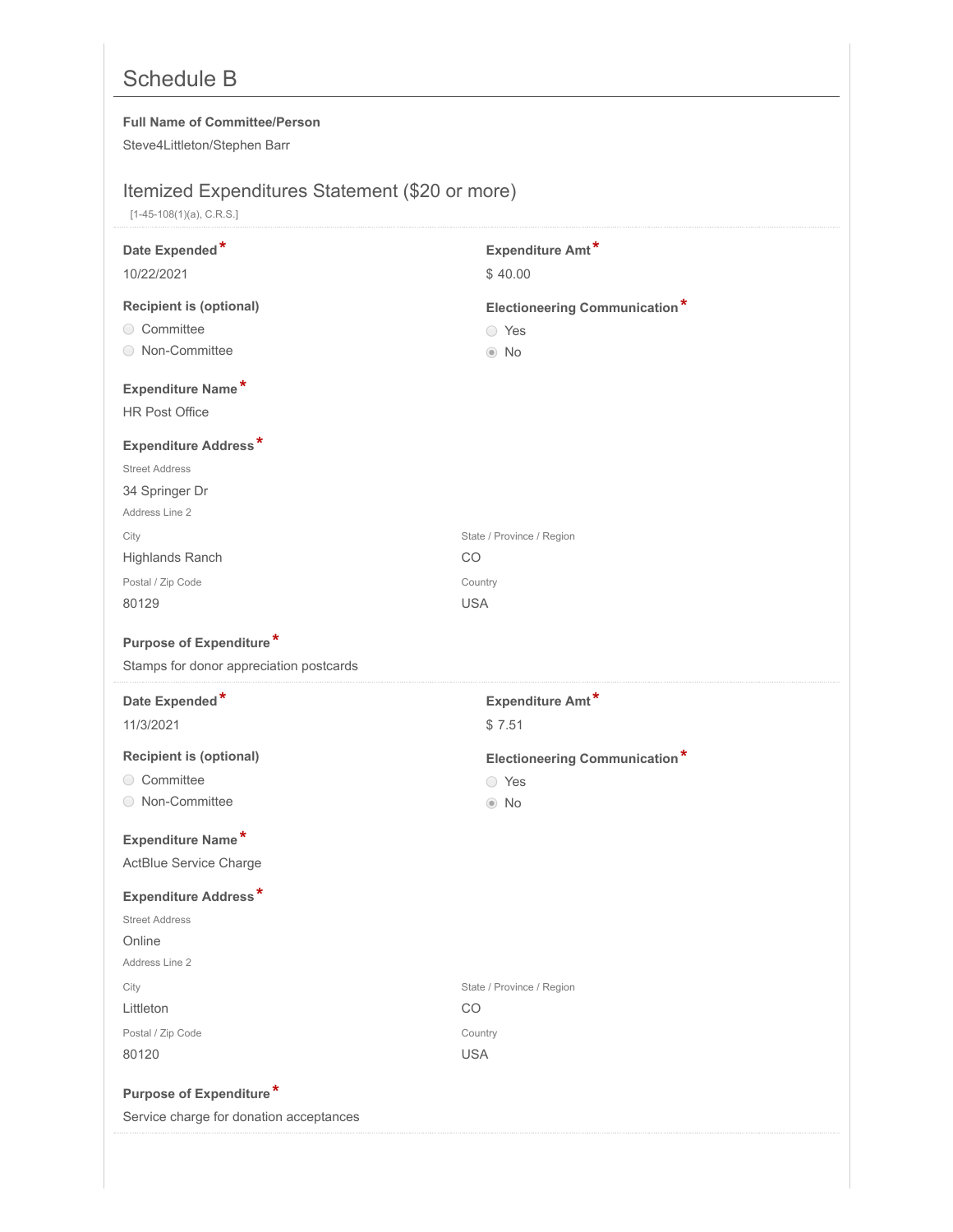# Schedule B

**Full Name of Committee/Person**

Steve4Littleton/Stephen Barr

## Itemized Expenditures Statement ($20 or more)

[1-45-108(1)(a), C.R.S.]

---

**Date Expended** *

10/22/2021

**Expenditure Amt** *

$ 40.00

**Recipient is (optional)**

- ○ Committee
- ○ Non-Committee

**Electioneering Communication** *

- ○ Yes
- ◉ No

**Expenditure Name** *

HR Post Office

**Expenditure Address** *

Street Address

34 Springer Dr

Address Line 2

City

Highlands Ranch

State / Province / Region

CO

Postal / Zip Code

80129

Country

USA

**Purpose of Expenditure** *

Stamps for donor appreciation postcards

---

**Date Expended** *

11/3/2021

**Expenditure Amt** *

$ 7.51

**Recipient is (optional)**

- ○ Committee
- ○ Non-Committee

**Electioneering Communication** *

- ○ Yes
- ◉ No

**Expenditure Name** *

ActBlue Service Charge

**Expenditure Address** *

Street Address

Online

Address Line 2

City

Littleton

State / Province / Region

CO

Postal / Zip Code

80120

Country

USA

**Purpose of Expenditure** *

Service charge for donation acceptances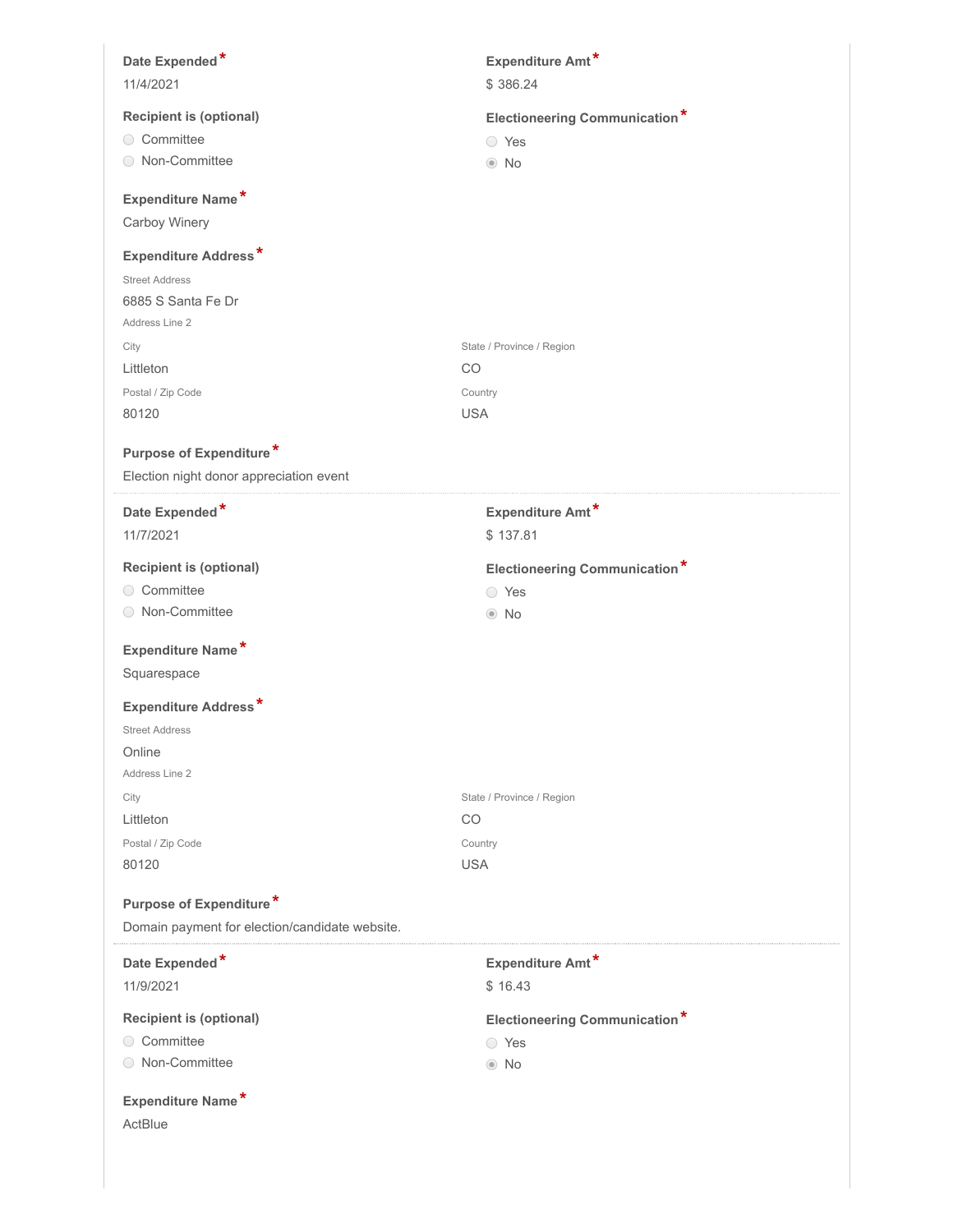**Date Expended***

11/4/2021

**Expenditure Amt***

$ 386.24

**Recipient is (optional)**

- ○ Committee
- ○ Non-Committee

**Electioneering Communication***

- ○ Yes
- ◉ No

**Expenditure Name***

Carboy Winery

**Expenditure Address***

Street Address

6885 S Santa Fe Dr

Address Line 2

City

Littleton

State / Province / Region

CO

Postal / Zip Code

80120

Country

USA

**Purpose of Expenditure***

Election night donor appreciation event

---

**Date Expended***

11/7/2021

**Expenditure Amt***

$ 137.81

**Recipient is (optional)**

- ○ Committee
- ○ Non-Committee

**Electioneering Communication***

- ○ Yes
- ◉ No

**Expenditure Name***

Squarespace

**Expenditure Address***

Street Address

Online

Address Line 2

City

Littleton

State / Province / Region

CO

Postal / Zip Code

80120

Country

USA

**Purpose of Expenditure***

Domain payment for election/candidate website.

---

**Date Expended***

11/9/2021

**Expenditure Amt***

$ 16.43

**Recipient is (optional)**

- ○ Committee
- ○ Non-Committee

**Electioneering Communication***

- ○ Yes
- ◉ No

**Expenditure Name***

ActBlue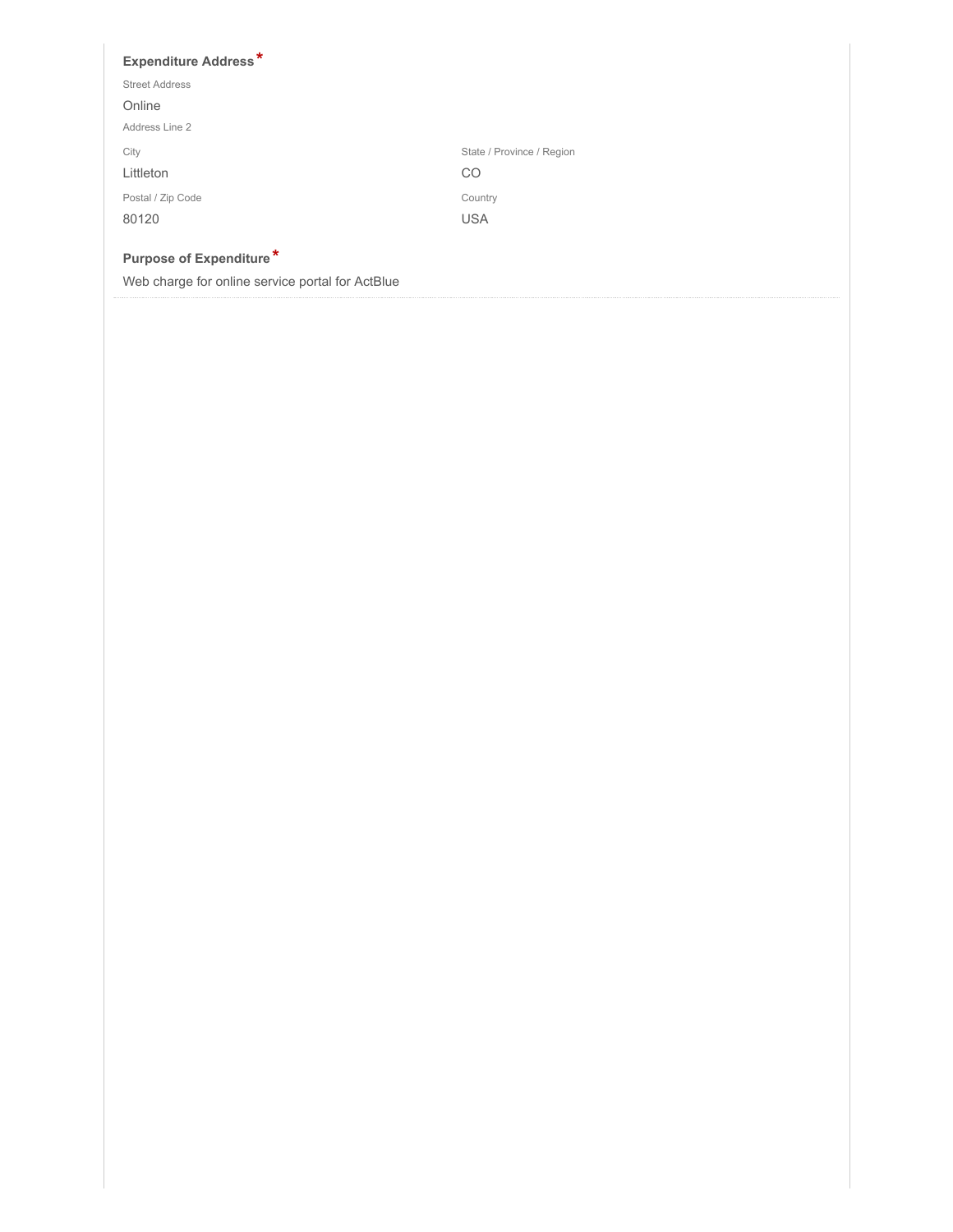**Expenditure Address** *

Street Address

Online

Address Line 2

City

Littleton

State / Province / Region

CO

Postal / Zip Code

80120

Country

USA

**Purpose of Expenditure** *

Web charge for online service portal for ActBlue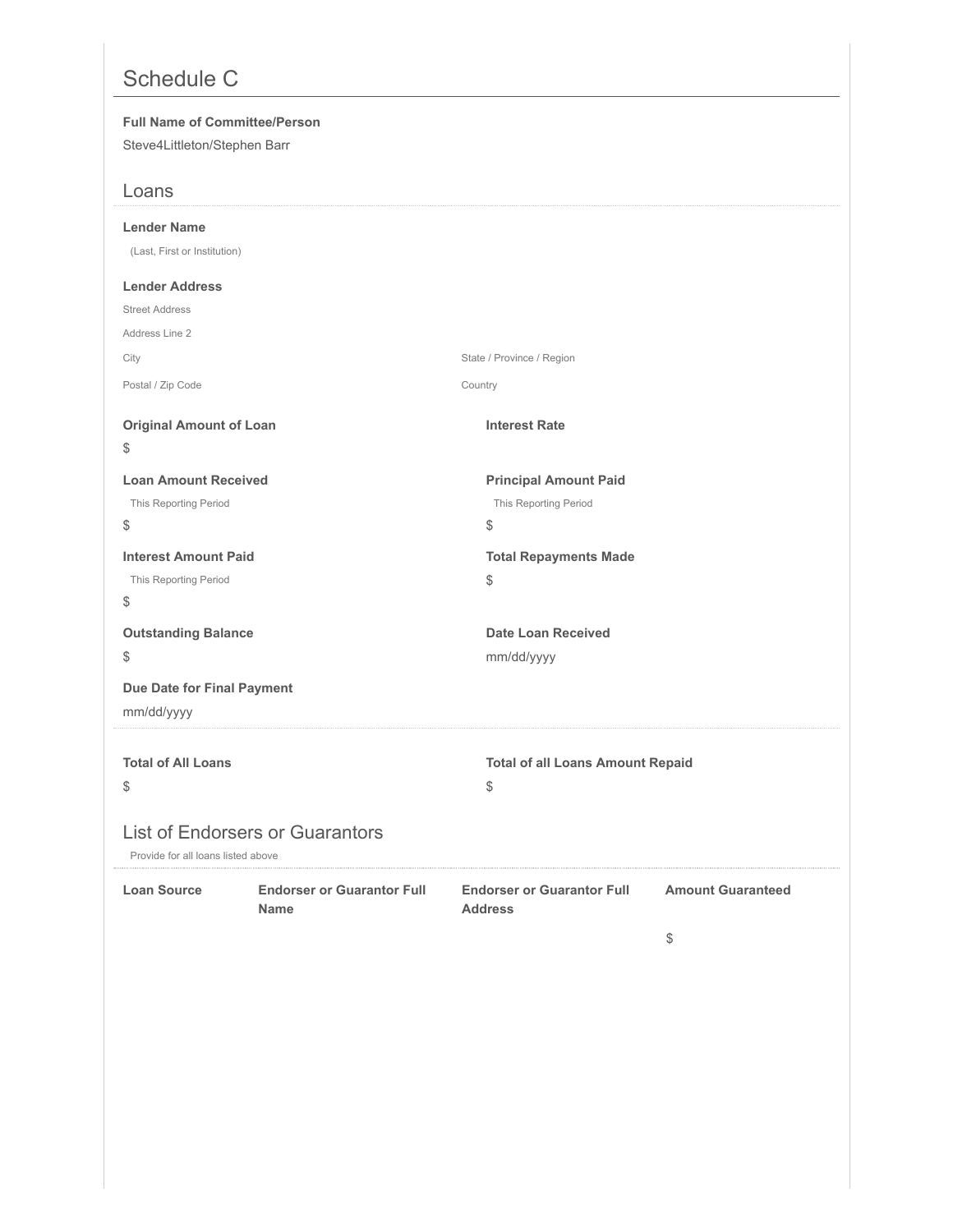# Schedule C

**Full Name of Committee/Person**

Steve4Littleton/Stephen Barr

## Loans

**Lender Name**

(Last, First or Institution)

**Lender Address**

Street Address

Address Line 2

City

State / Province / Region

Postal / Zip Code

Country

**Original Amount of Loan**

$

**Interest Rate**

**Loan Amount Received**

This Reporting Period

$

**Principal Amount Paid**

This Reporting Period

$

**Interest Amount Paid**

This Reporting Period

$

**Total Repayments Made**

$

**Outstanding Balance**

$

**Date Loan Received**

mm/dd/yyyy

**Due Date for Final Payment**

mm/dd/yyyy

**Total of All Loans**

$

**Total of all Loans Amount Repaid**

$

## List of Endorsers or Guarantors

Provide for all loans listed above

| Loan Source | Endorser or Guarantor Full Name | Endorser or Guarantor Full Address | Amount Guaranteed |
|---|---|---|---|
| | | | $ |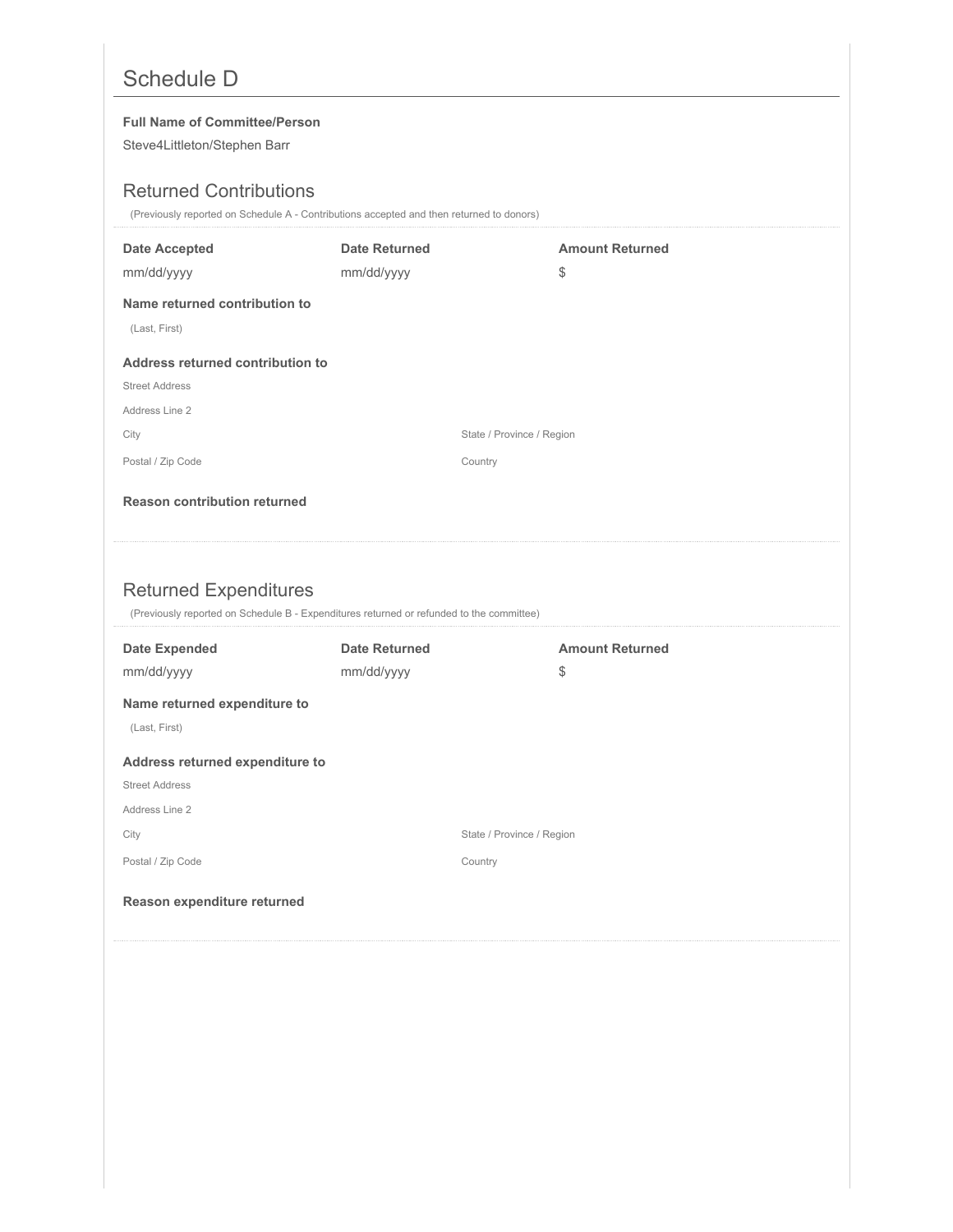# Schedule D

**Full Name of Committee/Person**

Steve4Littleton/Stephen Barr

## Returned Contributions

(Previously reported on Schedule A - Contributions accepted and then returned to donors)

| Date Accepted | Date Returned | Amount Returned |
|---|---|---|
| mm/dd/yyyy | mm/dd/yyyy | $ |

**Name returned contribution to**

(Last, First)

**Address returned contribution to**

Street Address

Address Line 2

City

State / Province / Region

Postal / Zip Code

Country

**Reason contribution returned**

## Returned Expenditures

(Previously reported on Schedule B - Expenditures returned or refunded to the committee)

| Date Expended | Date Returned | Amount Returned |
|---|---|---|
| mm/dd/yyyy | mm/dd/yyyy | $ |

**Name returned expenditure to**

(Last, First)

**Address returned expenditure to**

Street Address

Address Line 2

City

State / Province / Region

Postal / Zip Code

Country

**Reason expenditure returned**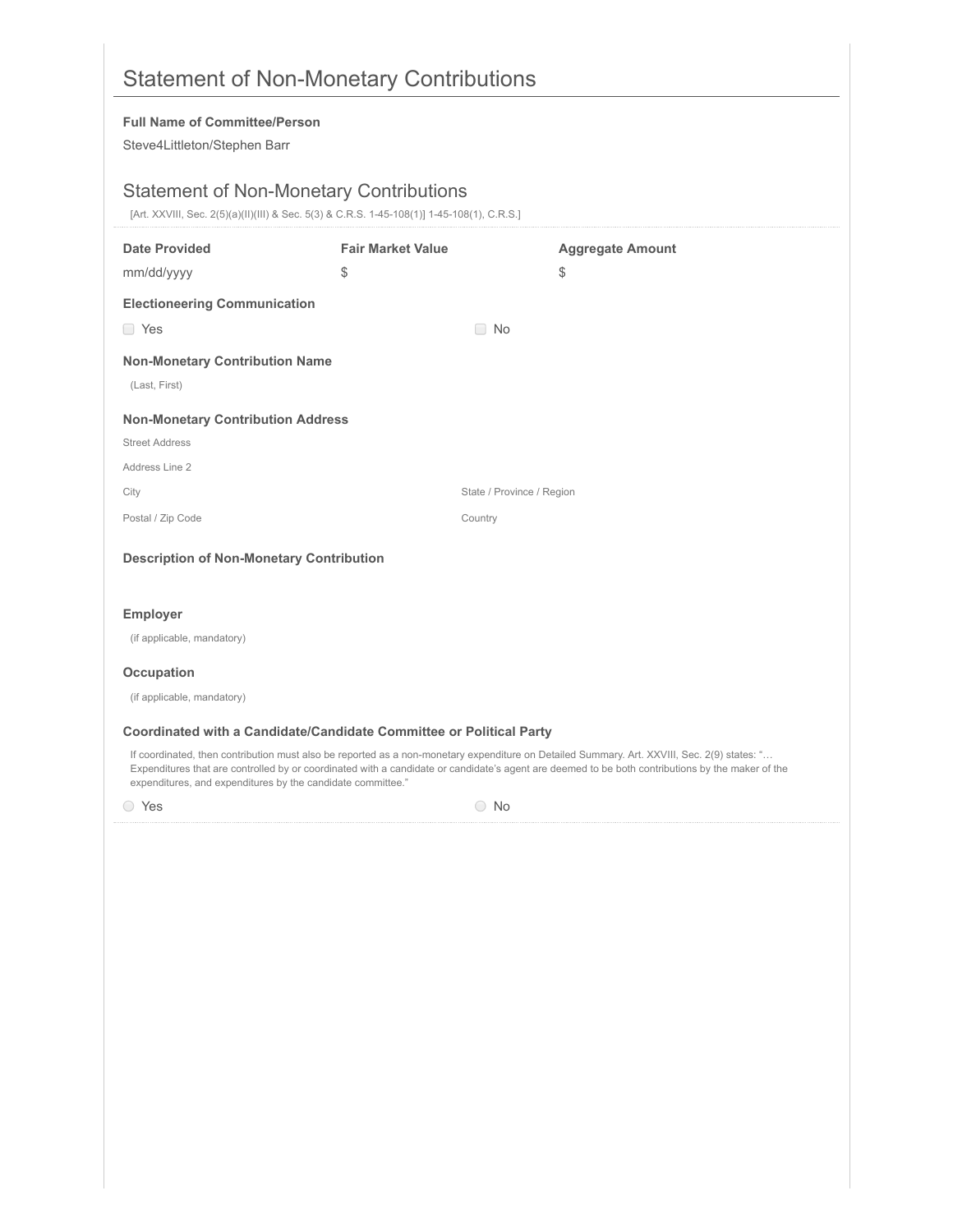# Statement of Non-Monetary Contributions

**Full Name of Committee/Person**

Steve4Littleton/Stephen Barr

## Statement of Non-Monetary Contributions

[Art. XXVIII, Sec. 2(5)(a)(II)(III) & Sec. 5(3) & C.R.S. 1-45-108(1)] 1-45-108(1), C.R.S.]

| **Date Provided** | **Fair Market Value** | **Aggregate Amount** |
|---|---|---|
| mm/dd/yyyy | $ | $ |

**Electioneering Communication**

☐ Yes ☐ No

**Non-Monetary Contribution Name**

(Last, First)

**Non-Monetary Contribution Address**

Street Address

Address Line 2

City State / Province / Region

Postal / Zip Code Country

**Description of Non-Monetary Contribution**

**Employer**

(if applicable, mandatory)

**Occupation**

(if applicable, mandatory)

**Coordinated with a Candidate/Candidate Committee or Political Party**

If coordinated, then contribution must also be reported as a non-monetary expenditure on Detailed Summary. Art. XXVIII, Sec. 2(9) states: "… Expenditures that are controlled by or coordinated with a candidate or candidate's agent are deemed to be both contributions by the maker of the expenditures, and expenditures by the candidate committee."

○ Yes ○ No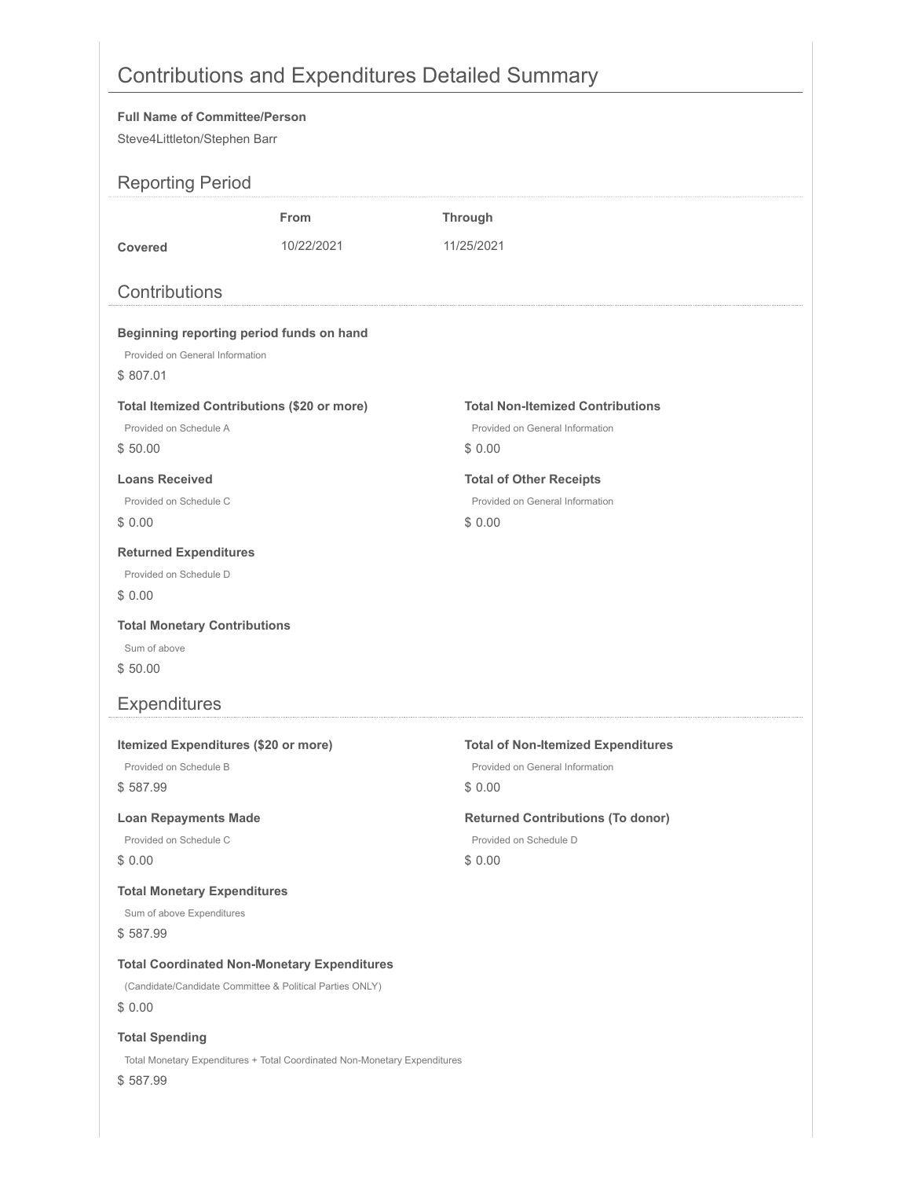# Contributions and Expenditures Detailed Summary

**Full Name of Committee/Person**

Steve4Littleton/Stephen Barr

## Reporting Period

| | From | Through |
|---|---|---|
| **Covered** | 10/22/2021 | 11/25/2021 |

## Contributions

**Beginning reporting period funds on hand**

Provided on General Information

$ 807.01

**Total Itemized Contributions ($20 or more)**

Provided on Schedule A

$ 50.00

**Total Non-Itemized Contributions**

Provided on General Information

$ 0.00

**Loans Received**

Provided on Schedule C

$ 0.00

**Total of Other Receipts**

Provided on General Information

$ 0.00

**Returned Expenditures**

Provided on Schedule D

$ 0.00

**Total Monetary Contributions**

Sum of above

$ 50.00

## Expenditures

**Itemized Expenditures ($20 or more)**

Provided on Schedule B

$ 587.99

**Total of Non-Itemized Expenditures**

Provided on General Information

$ 0.00

**Loan Repayments Made**

Provided on Schedule C

$ 0.00

**Returned Contributions (To donor)**

Provided on Schedule D

$ 0.00

**Total Monetary Expenditures**

Sum of above Expenditures

$ 587.99

**Total Coordinated Non-Monetary Expenditures**

(Candidate/Candidate Committee & Political Parties ONLY)

$ 0.00

**Total Spending**

Total Monetary Expenditures + Total Coordinated Non-Monetary Expenditures

$ 587.99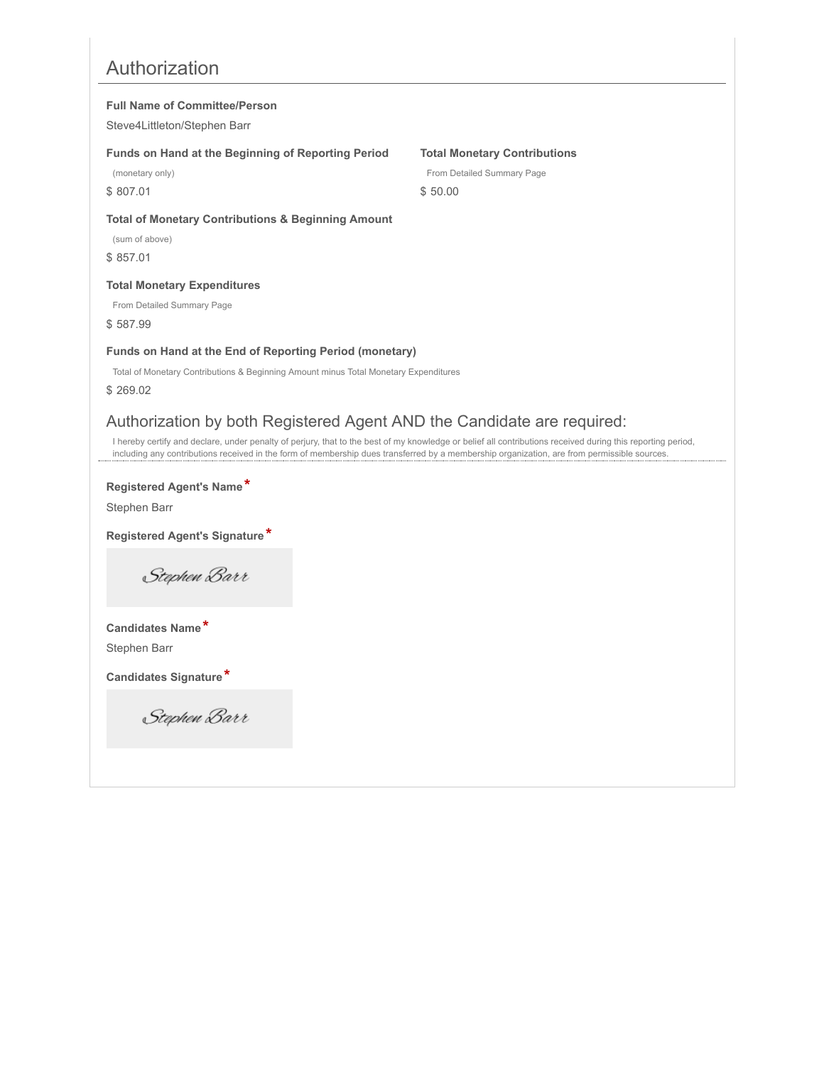# Authorization

**Full Name of Committee/Person**

Steve4Littleton/Stephen Barr

**Funds on Hand at the Beginning of Reporting Period**

(monetary only)

$ 807.01

**Total Monetary Contributions**

From Detailed Summary Page

$ 50.00

**Total of Monetary Contributions & Beginning Amount**

(sum of above)

$ 857.01

**Total Monetary Expenditures**

From Detailed Summary Page

$ 587.99

**Funds on Hand at the End of Reporting Period (monetary)**

Total of Monetary Contributions & Beginning Amount minus Total Monetary Expenditures

$ 269.02

## Authorization by both Registered Agent AND the Candidate are required:

I hereby certify and declare, under penalty of perjury, that to the best of my knowledge or belief all contributions received during this reporting period, including any contributions received in the form of membership dues transferred by a membership organization, are from permissible sources.

**Registered Agent's Name** *

Stephen Barr

**Registered Agent's Signature** *

Stephen Barr

**Candidates Name** *

Stephen Barr

**Candidates Signature** *

Stephen Barr